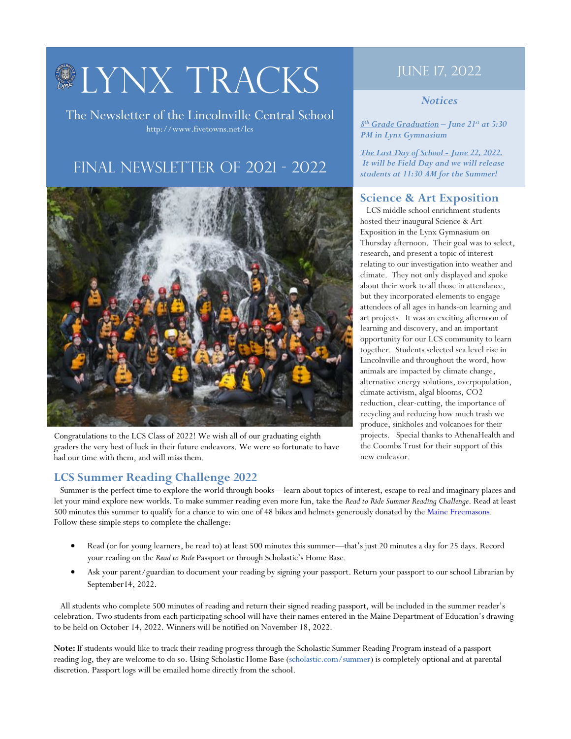# Lynx Tracks

The Newsletter of the Lincolnville Central School

http://www.fivetowns.net/lcs

## Final Newsletter of 2021 - 2022

June 17, 2022

### *Notices*

***8th Grade Graduation* – June 21st at 5:30 PM in Lynx Gymnasium**

***The Last Day of School - June 22, 2022.* It will be Field Day and we will release students at 11:30 AM for the Summer!**

Congratulations to the LCS Class of 2022! We wish all of our graduating eighth graders the very best of luck in their future endeavors. We were so fortunate to have had our time with them, and will miss them.

## Science & Art Exposition

LCS middle school enrichment students hosted their inaugural Science & Art Exposition in the Lynx Gymnasium on Thursday afternoon. Their goal was to select, research, and present a topic of interest relating to our investigation into weather and climate. They not only displayed and spoke about their work to all those in attendance, but they incorporated elements to engage attendees of all ages in hands-on learning and art projects. It was an exciting afternoon of learning and discovery, and an important opportunity for our LCS community to learn together. Students selected sea level rise in Lincolnville and throughout the word, how animals are impacted by climate change, alternative energy solutions, overpopulation, climate activism, algal blooms, CO2 reduction, clear-cutting, the importance of recycling and reducing how much trash we produce, sinkholes and volcanoes for their projects. Special thanks to AthenaHealth and the Coombs Trust for their support of this new endeavor.

## LCS Summer Reading Challenge 2022

Summer is the perfect time to explore the world through books—learn about topics of interest, escape to real and imaginary places and let your mind explore new worlds. To make summer reading even more fun, take the *Read to Ride Summer Reading Challenge*. Read at least 500 minutes this summer to qualify for a chance to win one of 48 bikes and helmets generously donated by the Maine Freemasons. Follow these simple steps to complete the challenge:

- Read (or for young learners, be read to) at least 500 minutes this summer—that's just 20 minutes a day for 25 days. Record your reading on the *Read to Ride* Passport or through Scholastic's Home Base.
- Ask your parent/guardian to document your reading by signing your passport. Return your passport to our school Librarian by September14, 2022.

All students who complete 500 minutes of reading and return their signed reading passport, will be included in the summer reader's celebration. Two students from each participating school will have their names entered in the Maine Department of Education's drawing to be held on October 14, 2022. Winners will be notified on November 18, 2022.

**Note:** If students would like to track their reading progress through the Scholastic Summer Reading Program instead of a passport reading log, they are welcome to do so. Using Scholastic Home Base (scholastic.com/summer) is completely optional and at parental discretion. Passport logs will be emailed home directly from the school.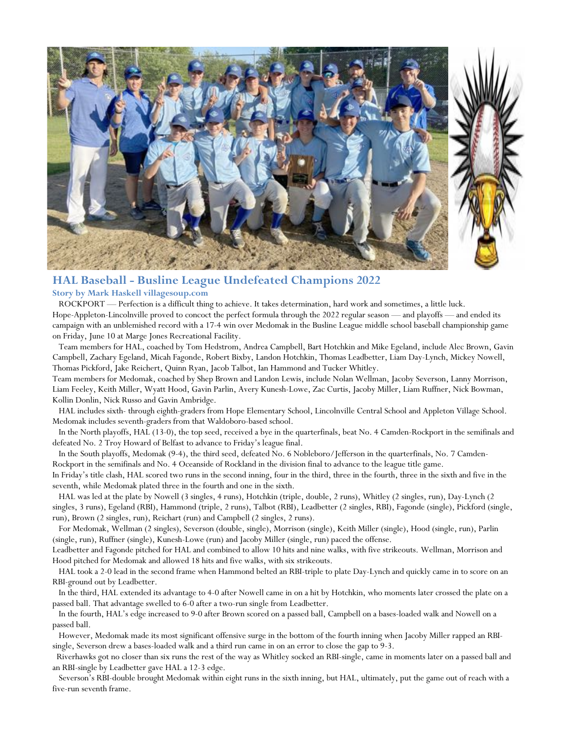## HAL Baseball - Busline League Undefeated Champions 2022

**Story by Mark Haskell villagesoup.com**

ROCKPORT — Perfection is a difficult thing to achieve. It takes determination, hard work and sometimes, a little luck. Hope-Appleton-Lincolnville proved to concoct the perfect formula through the 2022 regular season — and playoffs — and ended its campaign with an unblemished record with a 17-4 win over Medomak in the Busline League middle school baseball championship game on Friday, June 10 at Marge Jones Recreational Facility.

Team members for HAL, coached by Tom Hedstrom, Andrea Campbell, Bart Hotchkin and Mike Egeland, include Alec Brown, Gavin Campbell, Zachary Egeland, Micah Fagonde, Robert Bixby, Landon Hotchkin, Thomas Leadbetter, Liam Day-Lynch, Mickey Nowell, Thomas Pickford, Jake Reichert, Quinn Ryan, Jacob Talbot, Ian Hammond and Tucker Whitley.

Team members for Medomak, coached by Shep Brown and Landon Lewis, include Nolan Wellman, Jacoby Severson, Lanny Morrison, Liam Feeley, Keith Miller, Wyatt Hood, Gavin Parlin, Avery Kunesh-Lowe, Zac Curtis, Jacoby Miller, Liam Ruffner, Nick Bowman, Kollin Donlin, Nick Russo and Gavin Ambridge.

HAL includes sixth- through eighth-graders from Hope Elementary School, Lincolnville Central School and Appleton Village School. Medomak includes seventh-graders from that Waldoboro-based school.

In the North playoffs, HAL (13-0), the top seed, received a bye in the quarterfinals, beat No. 4 Camden-Rockport in the semifinals and defeated No. 2 Troy Howard of Belfast to advance to Friday's league final.

In the South playoffs, Medomak (9-4), the third seed, defeated No. 6 Nobleboro/Jefferson in the quarterfinals, No. 7 Camden-Rockport in the semifinals and No. 4 Oceanside of Rockland in the division final to advance to the league title game.

In Friday's title clash, HAL scored two runs in the second inning, four in the third, three in the fourth, three in the sixth and five in the seventh, while Medomak plated three in the fourth and one in the sixth.

HAL was led at the plate by Nowell (3 singles, 4 runs), Hotchkin (triple, double, 2 runs), Whitley (2 singles, run), Day-Lynch (2 singles, 3 runs), Egeland (RBI), Hammond (triple, 2 runs), Talbot (RBI), Leadbetter (2 singles, RBI), Fagonde (single), Pickford (single, run), Brown (2 singles, run), Reichart (run) and Campbell (2 singles, 2 runs).

For Medomak, Wellman (2 singles), Severson (double, single), Morrison (single), Keith Miller (single), Hood (single, run), Parlin (single, run), Ruffner (single), Kunesh-Lowe (run) and Jacoby Miller (single, run) paced the offense.

Leadbetter and Fagonde pitched for HAL and combined to allow 10 hits and nine walks, with five strikeouts. Wellman, Morrison and Hood pitched for Medomak and allowed 18 hits and five walks, with six strikeouts.

HAL took a 2-0 lead in the second frame when Hammond belted an RBI-triple to plate Day-Lynch and quickly came in to score on an RBI-ground out by Leadbetter.

In the third, HAL extended its advantage to 4-0 after Nowell came in on a hit by Hotchkin, who moments later crossed the plate on a passed ball. That advantage swelled to 6-0 after a two-run single from Leadbetter.

In the fourth, HAL's edge increased to 9-0 after Brown scored on a passed ball, Campbell on a bases-loaded walk and Nowell on a passed ball.

However, Medomak made its most significant offensive surge in the bottom of the fourth inning when Jacoby Miller rapped an RBI-single, Severson drew a bases-loaded walk and a third run came in on an error to close the gap to 9-3.

Riverhawks got no closer than six runs the rest of the way as Whitley socked an RBI-single, came in moments later on a passed ball and an RBI-single by Leadbetter gave HAL a 12-3 edge.

Severson's RBI-double brought Medomak within eight runs in the sixth inning, but HAL, ultimately, put the game out of reach with a five-run seventh frame.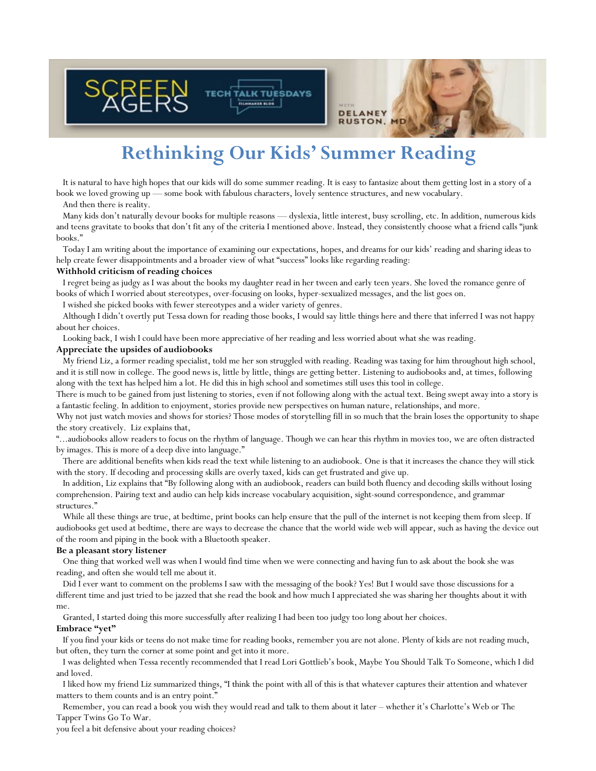# Rethinking Our Kids' Summer Reading

It is natural to have high hopes that our kids will do some summer reading. It is easy to fantasize about them getting lost in a story of a book we loved growing up — some book with fabulous characters, lovely sentence structures, and new vocabulary.

And then there is reality.

Many kids don't naturally devour books for multiple reasons — dyslexia, little interest, busy scrolling, etc. In addition, numerous kids and teens gravitate to books that don't fit any of the criteria I mentioned above. Instead, they consistently choose what a friend calls "junk books."

Today I am writing about the importance of examining our expectations, hopes, and dreams for our kids' reading and sharing ideas to help create fewer disappointments and a broader view of what "success" looks like regarding reading:

**Withhold criticism of reading choices**

I regret being as judgy as I was about the books my daughter read in her tween and early teen years. She loved the romance genre of books of which I worried about stereotypes, over-focusing on looks, hyper-sexualized messages, and the list goes on.

I wished she picked books with fewer stereotypes and a wider variety of genres.

Although I didn't overtly put Tessa down for reading those books, I would say little things here and there that inferred I was not happy about her choices.

Looking back, I wish I could have been more appreciative of her reading and less worried about what she was reading.

**Appreciate the upsides of audiobooks**

My friend Liz, a former reading specialist, told me her son struggled with reading. Reading was taxing for him throughout high school, and it is still now in college. The good news is, little by little, things are getting better. Listening to audiobooks and, at times, following along with the text has helped him a lot. He did this in high school and sometimes still uses this tool in college.

There is much to be gained from just listening to stories, even if not following along with the actual text. Being swept away into a story is a fantastic feeling. In addition to enjoyment, stories provide new perspectives on human nature, relationships, and more.

Why not just watch movies and shows for stories? Those modes of storytelling fill in so much that the brain loses the opportunity to shape the story creatively. Liz explains that,

"...audiobooks allow readers to focus on the rhythm of language. Though we can hear this rhythm in movies too, we are often distracted by images. This is more of a deep dive into language."

There are additional benefits when kids read the text while listening to an audiobook. One is that it increases the chance they will stick with the story. If decoding and processing skills are overly taxed, kids can get frustrated and give up.

In addition, Liz explains that "By following along with an audiobook, readers can build both fluency and decoding skills without losing comprehension. Pairing text and audio can help kids increase vocabulary acquisition, sight-sound correspondence, and grammar structures."

While all these things are true, at bedtime, print books can help ensure that the pull of the internet is not keeping them from sleep. If audiobooks get used at bedtime, there are ways to decrease the chance that the world wide web will appear, such as having the device out of the room and piping in the book with a Bluetooth speaker.

**Be a pleasant story listener**

One thing that worked well was when I would find time when we were connecting and having fun to ask about the book she was reading, and often she would tell me about it.

Did I ever want to comment on the problems I saw with the messaging of the book? Yes! But I would save those discussions for a different time and just tried to be jazzed that she read the book and how much I appreciated she was sharing her thoughts about it with me.

Granted, I started doing this more successfully after realizing I had been too judgy too long about her choices.

**Embrace "yet"**

If you find your kids or teens do not make time for reading books, remember you are not alone. Plenty of kids are not reading much, but often, they turn the corner at some point and get into it more.

I was delighted when Tessa recently recommended that I read Lori Gottlieb's book, Maybe You Should Talk To Someone, which I did and loved.

I liked how my friend Liz summarized things, "I think the point with all of this is that whatever captures their attention and whatever matters to them counts and is an entry point."

Remember, you can read a book you wish they would read and talk to them about it later – whether it's Charlotte's Web or The Tapper Twins Go To War.

you feel a bit defensive about your reading choices?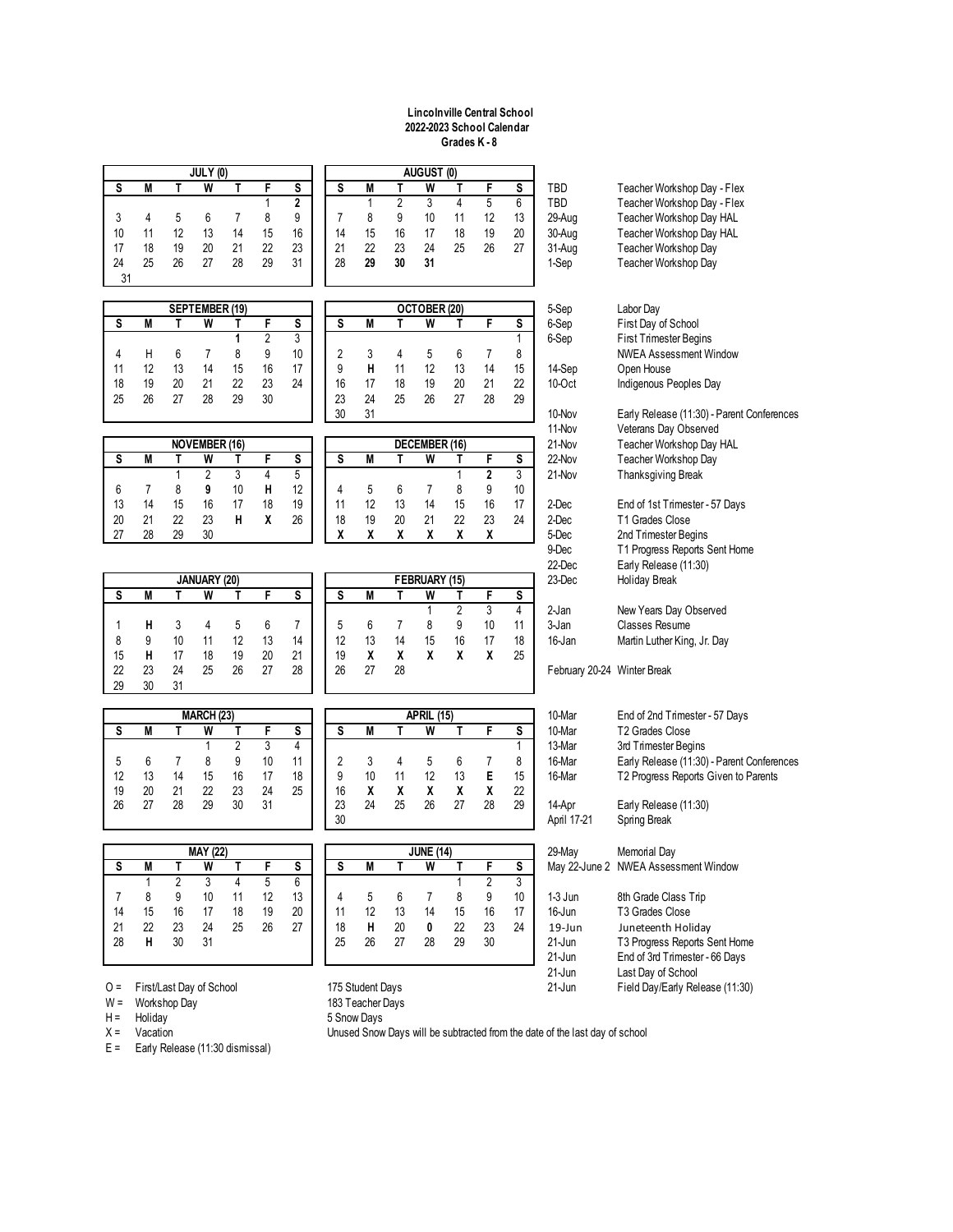**Lincolnville Central School**
**2022-2023 School Calendar**
**Grades K - 8**

**JULY (0)**

| S | M | T | W | T | F | S |
|---|---|---|---|---|---|---|
| | | | | | 1 | **2** |
| 3 | 4 | 5 | 6 | 7 | 8 | 9 |
| 10 | 11 | 12 | 13 | 14 | 15 | 16 |
| 17 | 18 | 19 | 20 | 21 | 22 | 23 |
| 24 | 25 | 26 | 27 | 28 | 29 | 31 |
| 31 | | | | | | |

**AUGUST (0)**

| S | M | T | W | T | F | S |
|---|---|---|---|---|---|---|
| | 1 | 2 | 3 | 4 | 5 | 6 |
| 7 | 8 | 9 | 10 | 11 | 12 | 13 |
| 14 | 15 | 16 | 17 | 18 | 19 | 20 |
| 21 | 22 | 23 | 24 | 25 | 26 | 27 |
| 28 | **29** | **30** | **31** | | | |

| | |
|---|---|
| TBD | Teacher Workshop Day - Flex |
| TBD | Teacher Workshop Day - Flex |
| 29-Aug | Teacher Workshop Day HAL |
| 30-Aug | Teacher Workshop Day HAL |
| 31-Aug | Teacher Workshop Day |
| 1-Sep | Teacher Workshop Day |

**SEPTEMBER (19)**

| S | M | T | W | T | F | S |
|---|---|---|---|---|---|---|
| | | | | **1** | 2 | 3 |
| 4 | H | 6 | 7 | 8 | 9 | 10 |
| 11 | 12 | 13 | 14 | 15 | 16 | 17 |
| 18 | 19 | 20 | 21 | 22 | 23 | 24 |
| 25 | 26 | 27 | 28 | 29 | 30 | |

**OCTOBER (20)**

| S | M | T | W | T | F | S |
|---|---|---|---|---|---|---|
| | | | | | | 1 |
| 2 | 3 | 4 | 5 | 6 | 7 | 8 |
| 9 | **H** | 11 | 12 | 13 | 14 | 15 |
| 16 | 17 | 18 | 19 | 20 | 21 | 22 |
| 23 | 24 | 25 | 26 | 27 | 28 | 29 |
| 30 | 31 | | | | | |

| | |
|---|---|
| 5-Sep | Labor Day |
| 6-Sep | First Day of School |
| 6-Sep | First Trimester Begins |
| | NWEA Assessment Window |
| 14-Sep | Open House |
| 10-Oct | Indigenous Peoples Day |
| 10-Nov | Early Release (11:30) - Parent Conferences |
| 11-Nov | Veterans Day Observed |
| 21-Nov | Teacher Workshop Day HAL |
| 22-Nov | Teacher Workshop Day |
| 21-Nov | Thanksgiving Break |

**NOVEMBER (16)**

| S | M | T | W | T | F | S |
|---|---|---|---|---|---|---|
| | | 1 | 2 | 3 | 4 | 5 |
| 6 | 7 | 8 | **9** | 10 | **H** | 12 |
| 13 | 14 | 15 | 16 | 17 | 18 | 19 |
| 20 | 21 | 22 | 23 | **H** | **X** | 26 |
| 27 | 28 | 29 | 30 | | | |

**DECEMBER (16)**

| S | M | T | W | T | F | S |
|---|---|---|---|---|---|---|
| | | | | 1 | **2** | 3 |
| 4 | 5 | 6 | 7 | 8 | 9 | 10 |
| 11 | 12 | 13 | 14 | 15 | 16 | 17 |
| 18 | 19 | 20 | 21 | 22 | 23 | 24 |
| **X** | **X** | **X** | **X** | **X** | **X** | |

| | |
|---|---|
| 2-Dec | End of 1st Trimester - 57 Days |
| 2-Dec | T1 Grades Close |
| 5-Dec | 2nd Trimester Begins |
| 9-Dec | T1 Progress Reports Sent Home |
| 22-Dec | Early Release (11:30) |
| 23-Dec | Holiday Break |

**JANUARY (20)**

| S | M | T | W | T | F | S |
|---|---|---|---|---|---|---|
| 1 | **H** | 3 | 4 | 5 | 6 | 7 |
| 8 | 9 | 10 | 11 | 12 | 13 | 14 |
| 15 | **H** | 17 | 18 | 19 | 20 | 21 |
| 22 | 23 | 24 | 25 | 26 | 27 | 28 |
| 29 | 30 | 31 | | | | |

**FEBRUARY (15)**

| S | M | T | W | T | F | S |
|---|---|---|---|---|---|---|
| | | | 1 | 2 | 3 | 4 |
| 5 | 6 | 7 | 8 | 9 | 10 | 11 |
| 12 | 13 | 14 | 15 | 16 | 17 | 18 |
| 19 | **X** | **X** | **X** | **X** | **X** | 25 |
| 26 | 27 | 28 | | | | |

| | |
|---|---|
| 2-Jan | New Years Day Observed |
| 3-Jan | Classes Resume |
| 16-Jan | Martin Luther King, Jr. Day |
| February 20-24 | Winter Break |

**MARCH (23)**

| S | M | T | W | T | F | S |
|---|---|---|---|---|---|---|
| | | | 1 | 2 | 3 | 4 |
| 5 | 6 | 7 | 8 | 9 | 10 | 11 |
| 12 | 13 | 14 | 15 | 16 | 17 | 18 |
| 19 | 20 | 21 | 22 | 23 | 24 | 25 |
| 26 | 27 | 28 | 29 | 30 | 31 | |

**APRIL (15)**

| S | M | T | W | T | F | S |
|---|---|---|---|---|---|---|
| | | | | | | 1 |
| 2 | 3 | 4 | 5 | 6 | 7 | 8 |
| 9 | 10 | 11 | 12 | 13 | **E** | 15 |
| 16 | **X** | **X** | **X** | **X** | **X** | 22 |
| 23 | 24 | 25 | 26 | 27 | 28 | 29 |
| 30 | | | | | | |

| | |
|---|---|
| 10-Mar | End of 2nd Trimester - 57 Days |
| 10-Mar | T2 Grades Close |
| 13-Mar | 3rd Trimester Begins |
| 16-Mar | Early Release (11:30) - Parent Conferences |
| 16-Mar | T2 Progress Reports Given to Parents |
| 14-Apr | Early Release (11:30) |
| April 17-21 | Spring Break |

**MAY (22)**

| S | M | T | W | T | F | S |
|---|---|---|---|---|---|---|
| | 1 | 2 | 3 | 4 | 5 | 6 |
| 7 | 8 | 9 | 10 | 11 | 12 | 13 |
| 14 | 15 | 16 | 17 | 18 | 19 | 20 |
| 21 | 22 | 23 | 24 | 25 | 26 | 27 |
| 28 | **H** | 30 | 31 | | | |

**JUNE (14)**

| S | M | T | W | T | F | S |
|---|---|---|---|---|---|---|
| | | | | 1 | 2 | 3 |
| 4 | 5 | 6 | 7 | 8 | 9 | 10 |
| 11 | 12 | 13 | 14 | 15 | 16 | 17 |
| 18 | **H** | 20 | **0** | 22 | 23 | 24 |
| 25 | 26 | 27 | 28 | 29 | 30 | |

| | |
|---|---|
| 29-May | Memorial Day |
| May 22-June 2 | NWEA Assessment Window |
| 1-3 Jun | 8th Grade Class Trip |
| 16-Jun | T3 Grades Close |
| 19-Jun | Juneteenth Holiday |
| 21-Jun | T3 Progress Reports Sent Home |
| 21-Jun | End of 3rd Trimester - 66 Days |
| 21-Jun | Last Day of School |
| 21-Jun | Field Day/Early Release (11:30) |

O = First/Last Day of School
W = Workshop Day
H = Holiday
X = Vacation
E = Early Release (11:30 dismissal)

175 Student Days
183 Teacher Days
5 Snow Days
Unused Snow Days will be subtracted from the date of the last day of school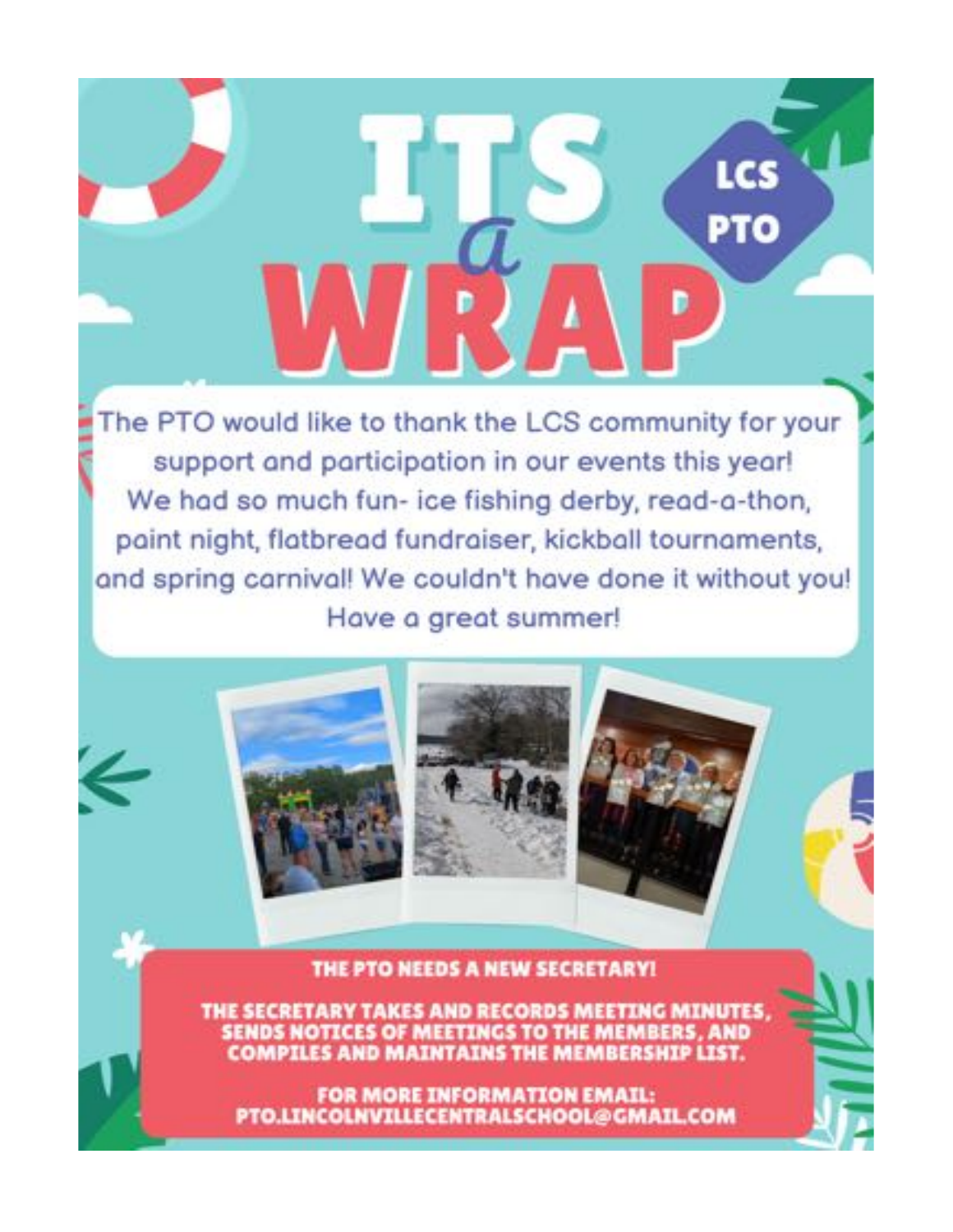# ITS *a* WRAP

**LCS PTO**

The PTO would like to thank the LCS community for your support and participation in our events this year! We had so much fun- ice fishing derby, read-a-thon, paint night, flatbread fundraiser, kickball tournaments, and spring carnival! We couldn't have done it without you! Have a great summer!

**THE PTO NEEDS A NEW SECRETARY!**

**THE SECRETARY TAKES AND RECORDS MEETING MINUTES, SENDS NOTICES OF MEETINGS TO THE MEMBERS, AND COMPILES AND MAINTAINS THE MEMBERSHIP LIST.**

**FOR MORE INFORMATION EMAIL: PTO.LINCOLNVILLECENTRALSCHOOL@GMAIL.COM**